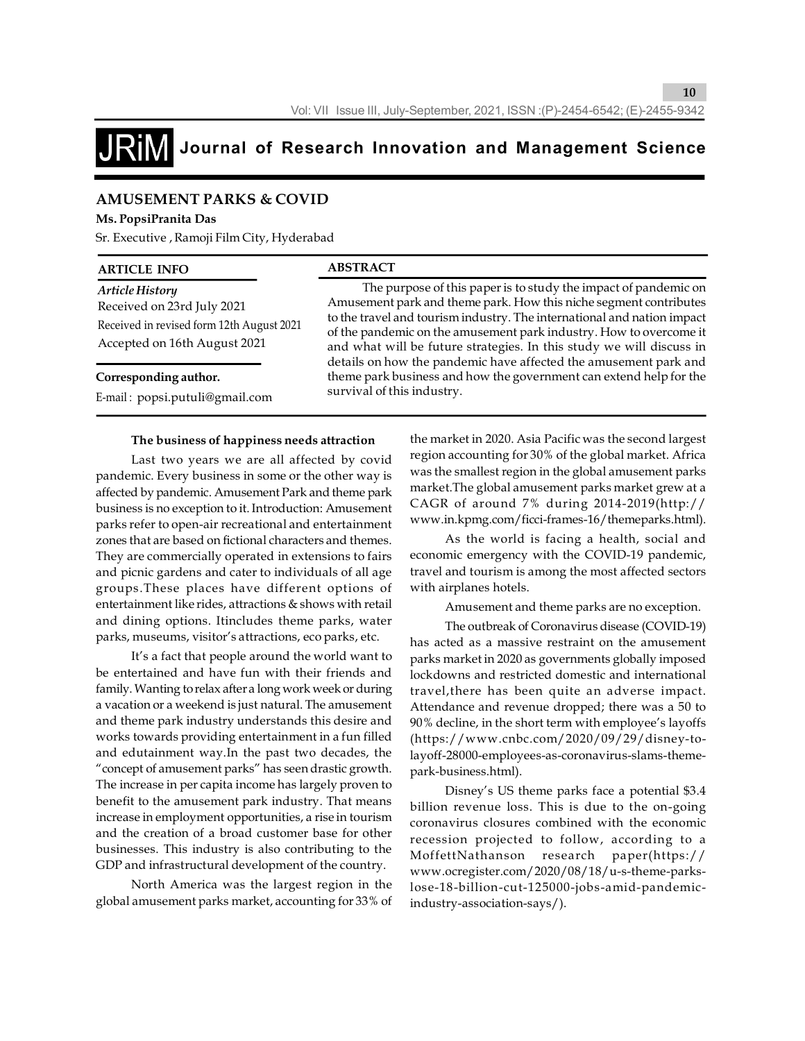# JRiM Journal of Research Innovation and Management Science

## AMUSEMENT PARKS & COVID

**Ms. PopsiPranita Das**

Sr. Executive , Ramoji Film City, Hyderabad

**ARTICLE INFO**

*Article History*

Received on 23rd July 2021

Received in revised form 12th August 2021

Accepted on 16th August 2021

**Corresponding author.**

E-mail : popsi.putuli@gmail.com

**ABSTRACT**

The purpose of this paper is to study the impact of pandemic on Amusement park and theme park. How this niche segment contributes to the travel and tourism industry. The international and nation impact of the pandemic on the amusement park industry. How to overcome it and what will be future strategies. In this study we will discuss in details on how the pandemic have affected the amusement park and theme park business and how the government can extend help for the survival of this industry.

**The business of happiness needs attraction**

Last two years we are all affected by covid pandemic. Every business in some or the other way is affected by pandemic. Amusement Park and theme park business is no exception to it. Introduction: Amusement parks refer to open-air recreational and entertainment zones that are based on fictional characters and themes. They are commercially operated in extensions to fairs and picnic gardens and cater to individuals of all age groups.These places have different options of entertainment like rides, attractions & shows with retail and dining options. Itincludes theme parks, water parks, museums, visitor's attractions, eco parks, etc.

It's a fact that people around the world want to be entertained and have fun with their friends and family. Wanting to relax after a long work week or during a vacation or a weekend is just natural. The amusement and theme park industry understands this desire and works towards providing entertainment in a fun filled and edutainment way.In the past two decades, the "concept of amusement parks" has seen drastic growth. The increase in per capita income has largely proven to benefit to the amusement park industry. That means increase in employment opportunities, a rise in tourism and the creation of a broad customer base for other businesses. This industry is also contributing to the GDP and infrastructural development of the country.

North America was the largest region in the global amusement parks market, accounting for 33% of the market in 2020. Asia Pacific was the second largest region accounting for 30% of the global market. Africa was the smallest region in the global amusement parks market.The global amusement parks market grew at a CAGR of around 7% during 2014-2019(http://www.in.kpmg.com/ficci-frames-16/themeparks.html).

As the world is facing a health, social and economic emergency with the COVID-19 pandemic, travel and tourism is among the most affected sectors with airplanes hotels.

Amusement and theme parks are no exception.

The outbreak of Coronavirus disease (COVID-19) has acted as a massive restraint on the amusement parks market in 2020 as governments globally imposed lockdowns and restricted domestic and international travel,there has been quite an adverse impact. Attendance and revenue dropped; there was a 50 to 90% decline, in the short term with employee's layoffs (https://www.cnbc.com/2020/09/29/disney-to-layoff-28000-employees-as-coronavirus-slams-theme-park-business.html).

Disney's US theme parks face a potential $3.4 billion revenue loss. This is due to the on-going coronavirus closures combined with the economic recession projected to follow, according to a MoffettNathanson research paper(https://www.ocregister.com/2020/08/18/u-s-theme-parks-lose-18-billion-cut-125000-jobs-amid-pandemic-industry-association-says/).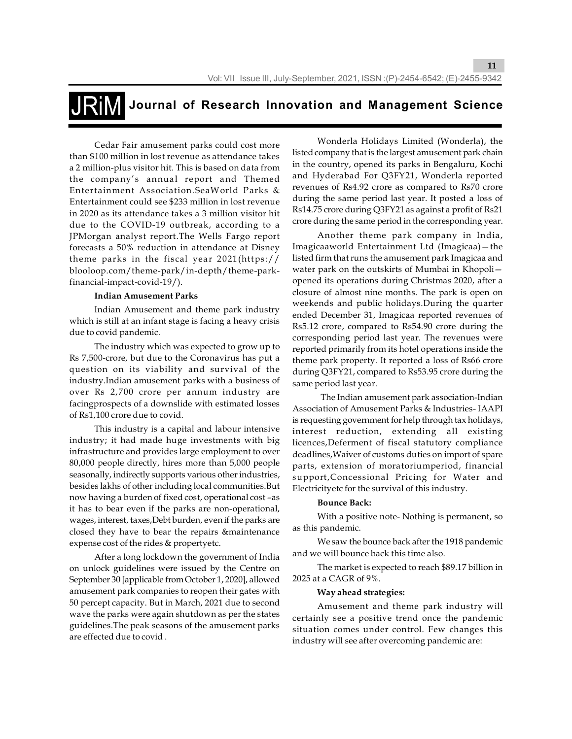Cedar Fair amusement parks could cost more than $100 million in lost revenue as attendance takes a 2 million-plus visitor hit. This is based on data from the company's annual report and Themed Entertainment Association.SeaWorld Parks & Entertainment could see $233 million in lost revenue in 2020 as its attendance takes a 3 million visitor hit due to the COVID-19 outbreak, according to a JPMorgan analyst report.The Wells Fargo report forecasts a 50% reduction in attendance at Disney theme parks in the fiscal year 2021(https://blooloop.com/theme-park/in-depth/theme-park-financial-impact-covid-19/).

**Indian Amusement Parks**

Indian Amusement and theme park industry which is still at an infant stage is facing a heavy crisis due to covid pandemic.

The industry which was expected to grow up to Rs 7,500-crore, but due to the Coronavirus has put a question on its viability and survival of the industry.Indian amusement parks with a business of over Rs 2,700 crore per annum industry are facingprospects of a downslide with estimated losses of Rs1,100 crore due to covid.

This industry is a capital and labour intensive industry; it had made huge investments with big infrastructure and provides large employment to over 80,000 people directly, hires more than 5,000 people seasonally, indirectly supports various other industries, besides lakhs of other including local communities.But now having a burden of fixed cost, operational cost –as it has to bear even if the parks are non-operational, wages, interest, taxes,Debt burden, even if the parks are closed they have to bear the repairs &maintenance expense cost of the rides & propertyetc.

After a long lockdown the government of India on unlock guidelines were issued by the Centre on September 30 [applicable from October 1, 2020], allowed amusement park companies to reopen their gates with 50 percept capacity. But in March, 2021 due to second wave the parks were again shutdown as per the states guidelines.The peak seasons of the amusement parks are effected due to covid .

Wonderla Holidays Limited (Wonderla), the listed company that is the largest amusement park chain in the country, opened its parks in Bengaluru, Kochi and Hyderabad For Q3FY21, Wonderla reported revenues of Rs4.92 crore as compared to Rs70 crore during the same period last year. It posted a loss of Rs14.75 crore during Q3FY21 as against a profit of Rs21 crore during the same period in the corresponding year.

Another theme park company in India, Imagicaaworld Entertainment Ltd (Imagicaa)—the listed firm that runs the amusement park Imagicaa and water park on the outskirts of Mumbai in Khopoli—opened its operations during Christmas 2020, after a closure of almost nine months. The park is open on weekends and public holidays.During the quarter ended December 31, Imagicaa reported revenues of Rs5.12 crore, compared to Rs54.90 crore during the corresponding period last year. The revenues were reported primarily from its hotel operations inside the theme park property. It reported a loss of Rs66 crore during Q3FY21, compared to Rs53.95 crore during the same period last year.

The Indian amusement park association-Indian Association of Amusement Parks & Industries- IAAPI is requesting government for help through tax holidays, interest reduction, extending all existing licences,Deferment of fiscal statutory compliance deadlines,Waiver of customs duties on import of spare parts, extension of moratoriumperiod, financial support,Concessional Pricing for Water and Electricityetc for the survival of this industry.

**Bounce Back:**

With a positive note- Nothing is permanent, so as this pandemic.

We saw the bounce back after the 1918 pandemic and we will bounce back this time also.

The market is expected to reach $89.17 billion in 2025 at a CAGR of 9%.

**Way ahead strategies:**

Amusement and theme park industry will certainly see a positive trend once the pandemic situation comes under control. Few changes this industry will see after overcoming pandemic are: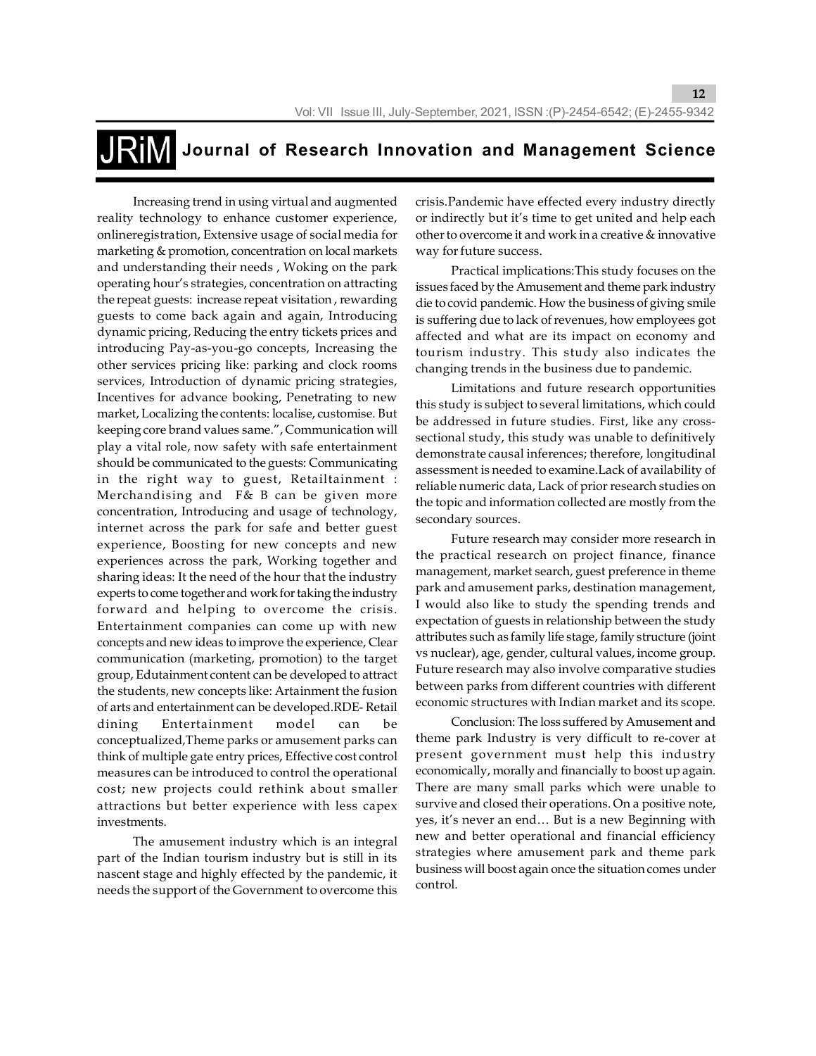Increasing trend in using virtual and augmented reality technology to enhance customer experience, onlineregistration, Extensive usage of social media for marketing & promotion, concentration on local markets and understanding their needs , Woking on the park operating hour's strategies, concentration on attracting the repeat guests: increase repeat visitation , rewarding guests to come back again and again, Introducing dynamic pricing, Reducing the entry tickets prices and introducing Pay-as-you-go concepts, Increasing the other services pricing like: parking and clock rooms services, Introduction of dynamic pricing strategies, Incentives for advance booking, Penetrating to new market, Localizing the contents: localise, customise. But keeping core brand values same.", Communication will play a vital role, now safety with safe entertainment should be communicated to the guests: Communicating in the right way to guest, Retailtainment : Merchandising and F& B can be given more concentration, Introducing and usage of technology, internet across the park for safe and better guest experience, Boosting for new concepts and new experiences across the park, Working together and sharing ideas: It the need of the hour that the industry experts to come together and work for taking the industry forward and helping to overcome the crisis. Entertainment companies can come up with new concepts and new ideas to improve the experience, Clear communication (marketing, promotion) to the target group, Edutainment content can be developed to attract the students, new concepts like: Artainment the fusion of arts and entertainment can be developed.RDE- Retail dining Entertainment model can be conceptualized,Theme parks or amusement parks can think of multiple gate entry prices, Effective cost control measures can be introduced to control the operational cost; new projects could rethink about smaller attractions but better experience with less capex investments.

The amusement industry which is an integral part of the Indian tourism industry but is still in its nascent stage and highly effected by the pandemic, it needs the support of the Government to overcome this crisis.Pandemic have effected every industry directly or indirectly but it's time to get united and help each other to overcome it and work in a creative & innovative way for future success.

Practical implications:This study focuses on the issues faced by the Amusement and theme park industry die to covid pandemic. How the business of giving smile is suffering due to lack of revenues, how employees got affected and what are its impact on economy and tourism industry. This study also indicates the changing trends in the business due to pandemic.

Limitations and future research opportunities this study is subject to several limitations, which could be addressed in future studies. First, like any cross-sectional study, this study was unable to definitively demonstrate causal inferences; therefore, longitudinal assessment is needed to examine.Lack of availability of reliable numeric data, Lack of prior research studies on the topic and information collected are mostly from the secondary sources.

Future research may consider more research in the practical research on project finance, finance management, market search, guest preference in theme park and amusement parks, destination management, I would also like to study the spending trends and expectation of guests in relationship between the study attributes such as family life stage, family structure (joint vs nuclear), age, gender, cultural values, income group. Future research may also involve comparative studies between parks from different countries with different economic structures with Indian market and its scope.

Conclusion: The loss suffered by Amusement and theme park Industry is very difficult to re-cover at present government must help this industry economically, morally and financially to boost up again. There are many small parks which were unable to survive and closed their operations. On a positive note, yes, it's never an end… But is a new Beginning with new and better operational and financial efficiency strategies where amusement park and theme park business will boost again once the situation comes under control.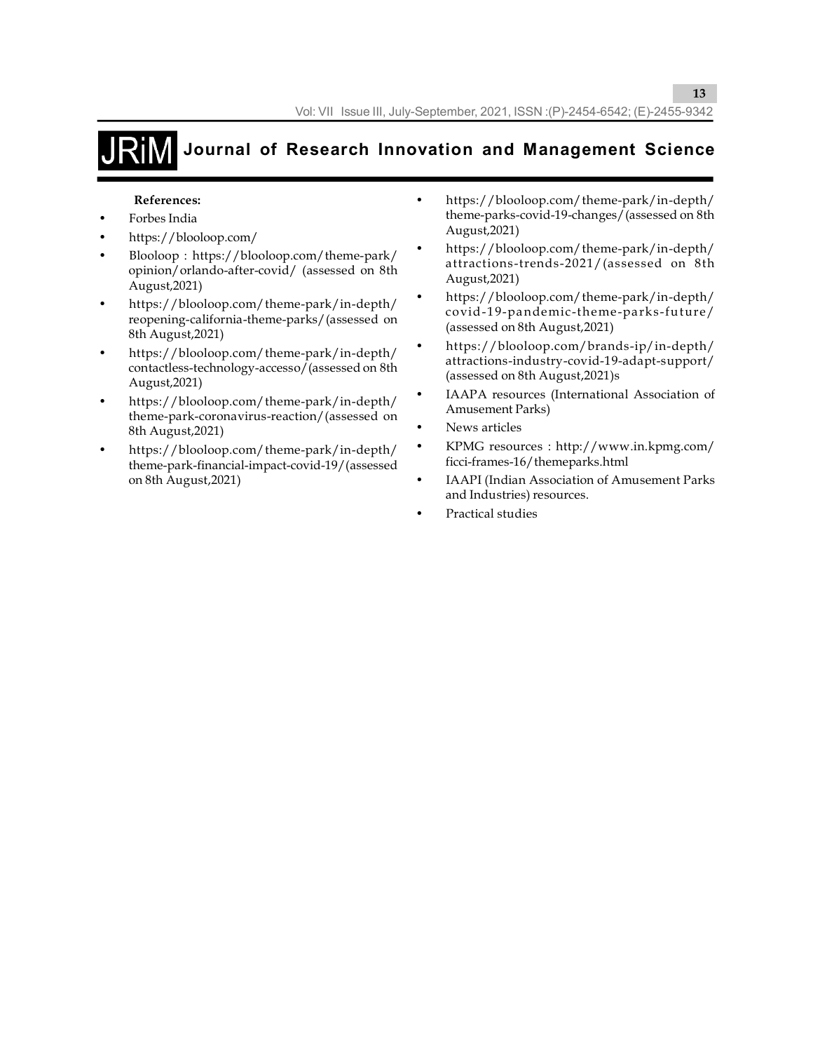**References:**

- Forbes India
- https://blooloop.com/
- Blooloop : https://blooloop.com/theme-park/opinion/orlando-after-covid/ (assessed on 8th August,2021)
- https://blooloop.com/theme-park/in-depth/reopening-california-theme-parks/(assessed on 8th August,2021)
- https://blooloop.com/theme-park/in-depth/contactless-technology-accesso/(assessed on 8th August,2021)
- https://blooloop.com/theme-park/in-depth/theme-park-coronavirus-reaction/(assessed on 8th August,2021)
- https://blooloop.com/theme-park/in-depth/theme-park-financial-impact-covid-19/(assessed on 8th August,2021)
- https://blooloop.com/theme-park/in-depth/theme-parks-covid-19-changes/(assessed on 8th August,2021)
- https://blooloop.com/theme-park/in-depth/attractions-trends-2021/(assessed on 8th August,2021)
- https://blooloop.com/theme-park/in-depth/covid-19-pandemic-theme-parks-future/(assessed on 8th August,2021)
- https://blooloop.com/brands-ip/in-depth/attractions-industry-covid-19-adapt-support/(assessed on 8th August,2021)s
- IAAPA resources (International Association of Amusement Parks)
- News articles
- KPMG resources : http://www.in.kpmg.com/ficci-frames-16/themeparks.html
- IAAPI (Indian Association of Amusement Parks and Industries) resources.
- Practical studies